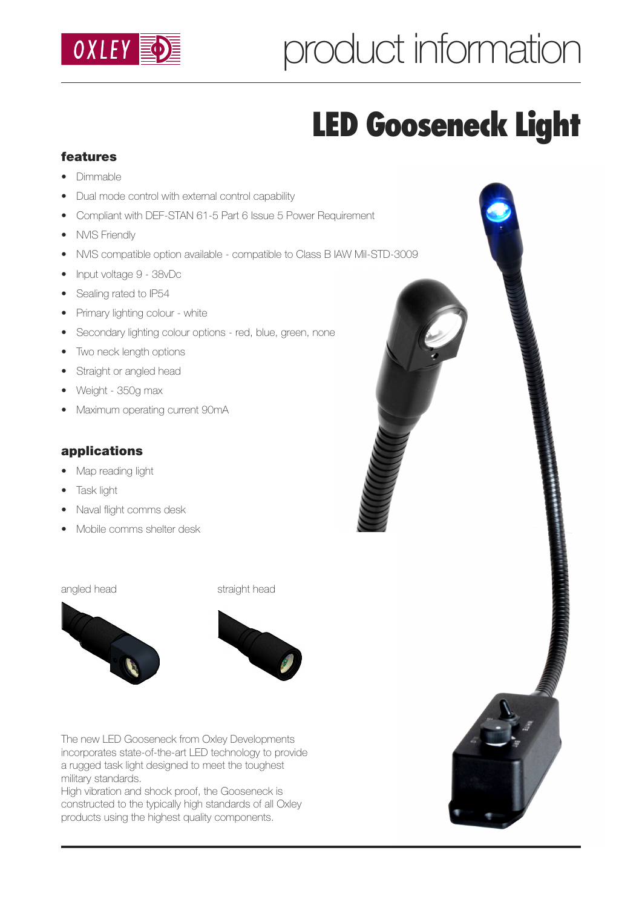# product information

## LED Gooseneck Light

### features

- Dimmable
- Dual mode control with external control capability
- Compliant with DEF-STAN 61-5 Part 6 Issue 5 Power Requirement
- NVIS Friendly
- NVIS compatible option available - compatible to Class B IAW Mil-STD-3009
- Input voltage 9 - 38vDc
- Sealing rated to IP54
- Primary lighting colour - white
- Secondary lighting colour options - red, blue, green, none
- Two neck length options
- Straight or angled head
- Weight - 350g max
- Maximum operating current 90mA

### applications

- Map reading light
- Task light
- Naval flight comms desk
- Mobile comms shelter desk

angled head

straight head

The new LED Gooseneck from Oxley Developments incorporates state-of-the-art LED technology to provide a rugged task light designed to meet the toughest military standards.
High vibration and shock proof, the Gooseneck is constructed to the typically high standards of all Oxley products using the highest quality components.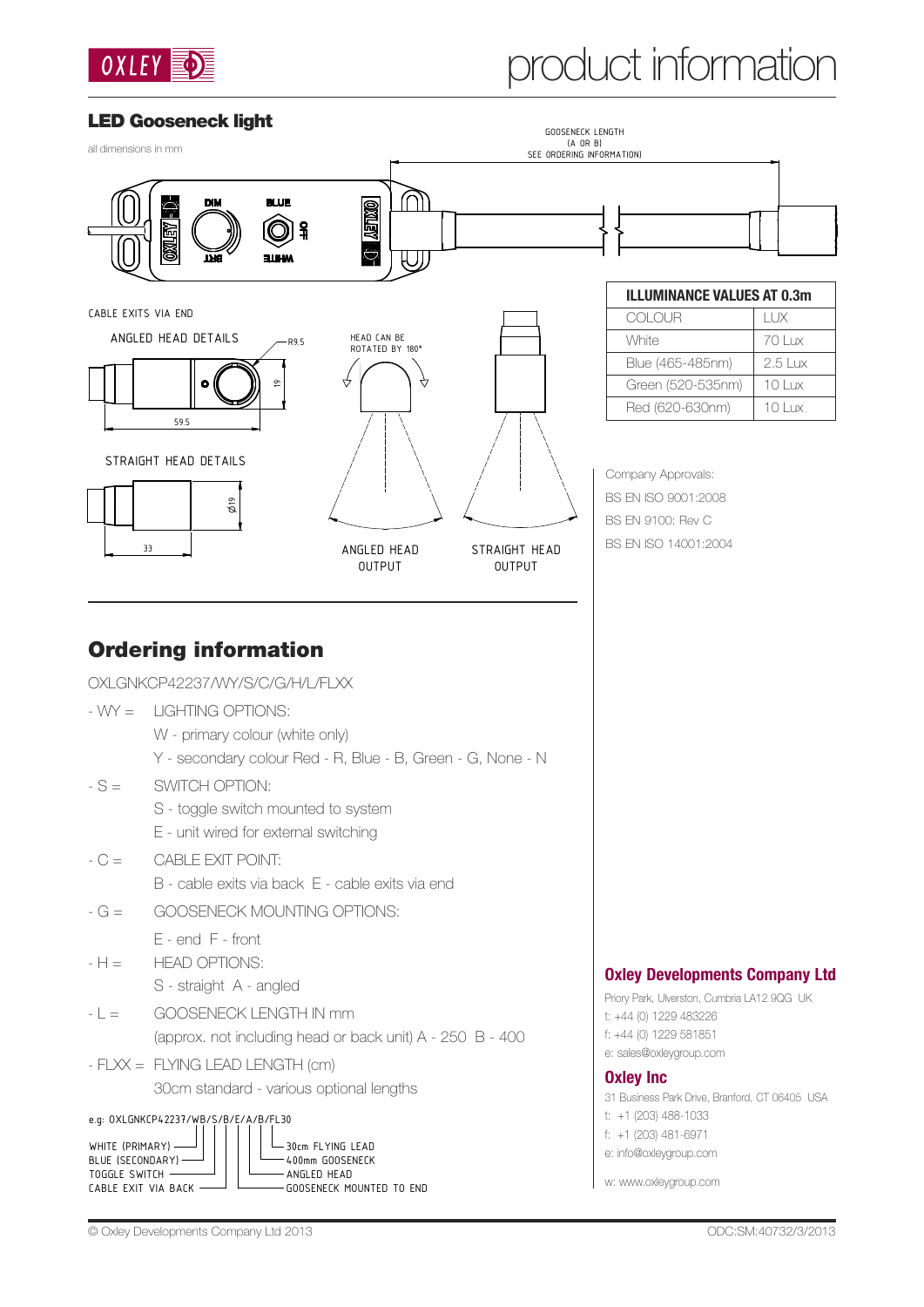# product information

## LED Gooseneck light

all dimensions in mm

GOOSENECK LENGTH
(A OR B)
SEE ORDERING INFORMATION)

DIM
BRT
BLUE
OFF
WHITE

CABLE EXITS VIA END

ANGLED HEAD DETAILS

R9.5

19

59.5

HEAD CAN BE
ROTATED BY 180°

STRAIGHT HEAD DETAILS

Ø19

33

ANGLED HEAD
OUTPUT

STRAIGHT HEAD
OUTPUT

| ILLUMINANCE VALUES AT 0.3m | |
|---|---|
| COLOUR | LUX |
| White | 70 Lux |
| Blue (465-485nm) | 2.5 Lux |
| Green (520-535nm) | 10 Lux |
| Red (620-630nm) | 10 Lux |

Company Approvals:
BS EN ISO 9001:2008
BS EN 9100: Rev C
BS EN ISO 14001:2004

## Ordering information

OXLGNKCP42237/WY/S/C/G/H/L/FLXX

- WY = LIGHTING OPTIONS:
  - W - primary colour (white only)
  - Y - secondary colour Red - R, Blue - B, Green - G, None - N
- S = SWITCH OPTION:
  - S - toggle switch mounted to system
  - E - unit wired for external switching
- C = CABLE EXIT POINT:
  - B - cable exits via back E - cable exits via end
- G = GOOSENECK MOUNTING OPTIONS:
  - E - end F - front
- H = HEAD OPTIONS:
  - S - straight A - angled
- L = GOOSENECK LENGTH IN mm
  - (approx. not including head or back unit) A - 250 B - 400
- FLXX = FLYING LEAD LENGTH (cm)
  - 30cm standard - various optional lengths

e.g: OXLGNKCP42237/WB/S/B/E/A/B/FL30

WHITE (PRIMARY)
BLUE (SECONDARY)
TOGGLE SWITCH
CABLE EXIT VIA BACK
30cm FLYING LEAD
400mm GOOSENECK
ANGLED HEAD
GOOSENECK MOUNTED TO END

### Oxley Developments Company Ltd

Priory Park, Ulverston, Cumbria LA12 9QG UK
t: +44 (0) 1229 483226
f: +44 (0) 1229 581851
e: sales@oxleygroup.com

### Oxley Inc

31 Business Park Drive, Branford, CT 06405 USA
t: +1 (203) 488-1033
f: +1 (203) 481-6971
e: info@oxleygroup.com

w: www.oxleygroup.com

© Oxley Developments Company Ltd 2013

ODC:SM:40732/3/2013